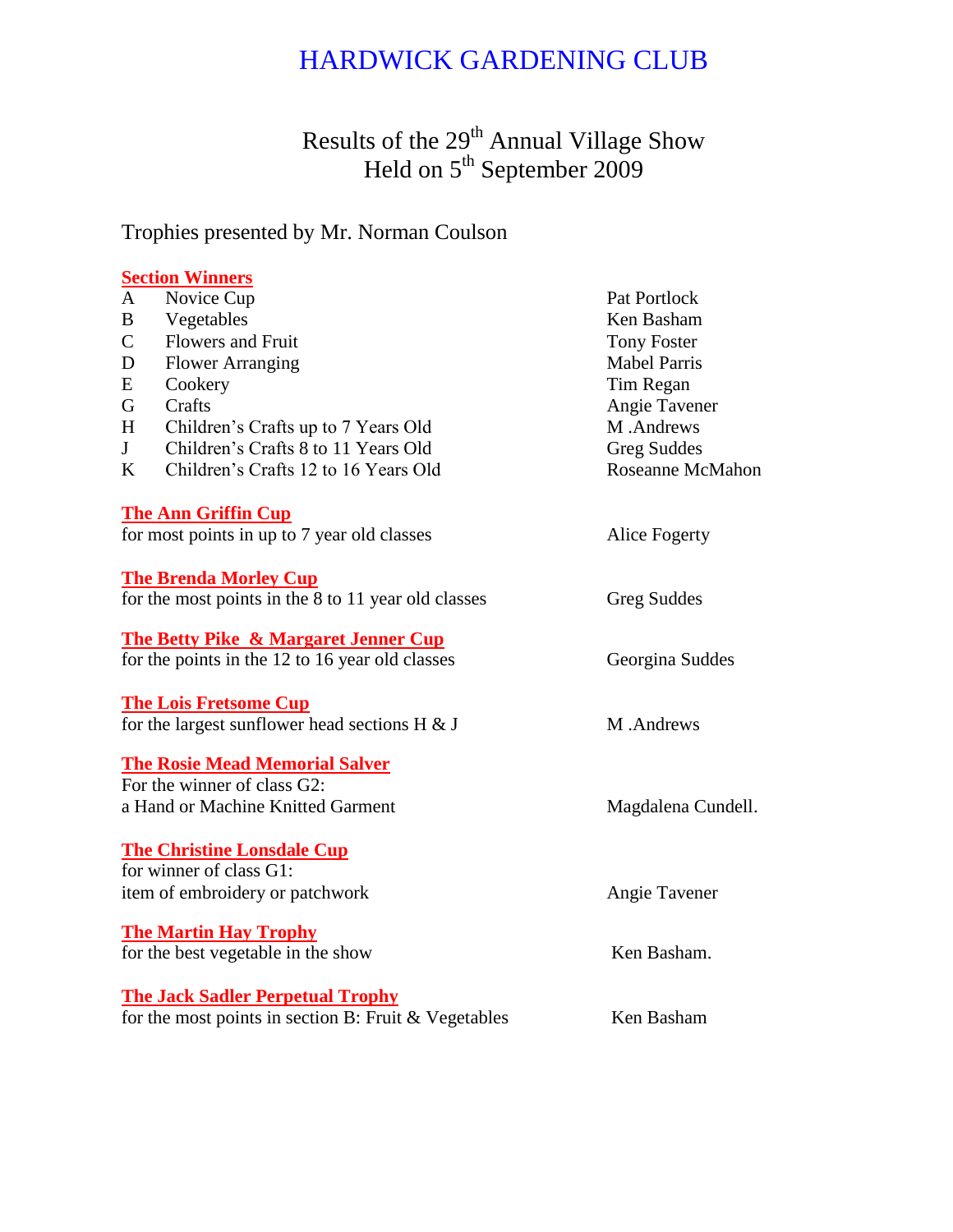# HARDWICK GARDENING CLUB

## Results of the 29th Annual Village Show
## Held on 5th September 2009

Trophies presented by Mr. Norman Coulson

**Section Winners**

| | | |
|---|---|---|
| A | Novice Cup | Pat Portlock |
| B | Vegetables | Ken Basham |
| C | Flowers and Fruit | Tony Foster |
| D | Flower Arranging | Mabel Parris |
| E | Cookery | Tim Regan |
| G | Crafts | Angie Tavener |
| H | Children's Crafts up to 7 Years Old | M .Andrews |
| J | Children's Crafts 8 to 11 Years Old | Greg Suddes |
| K | Children's Crafts 12 to 16 Years Old | Roseanne McMahon |

**The Ann Griffin Cup**
for most points in up to 7 year old classes — Alice Fogerty

**The Brenda Morley Cup**
for the most points in the 8 to 11 year old classes — Greg Suddes

**The Betty Pike & Margaret Jenner Cup**
for the points in the 12 to 16 year old classes — Georgina Suddes

**The Lois Fretsome Cup**
for the largest sunflower head sections H & J — M .Andrews

**The Rosie Mead Memorial Salver**
For the winner of class G2:
a Hand or Machine Knitted Garment — Magdalena Cundell.

**The Christine Lonsdale Cup**
for winner of class G1:
item of embroidery or patchwork — Angie Tavener

**The Martin Hay Trophy**
for the best vegetable in the show — Ken Basham.

**The Jack Sadler Perpetual Trophy**
for the most points in section B: Fruit & Vegetables — Ken Basham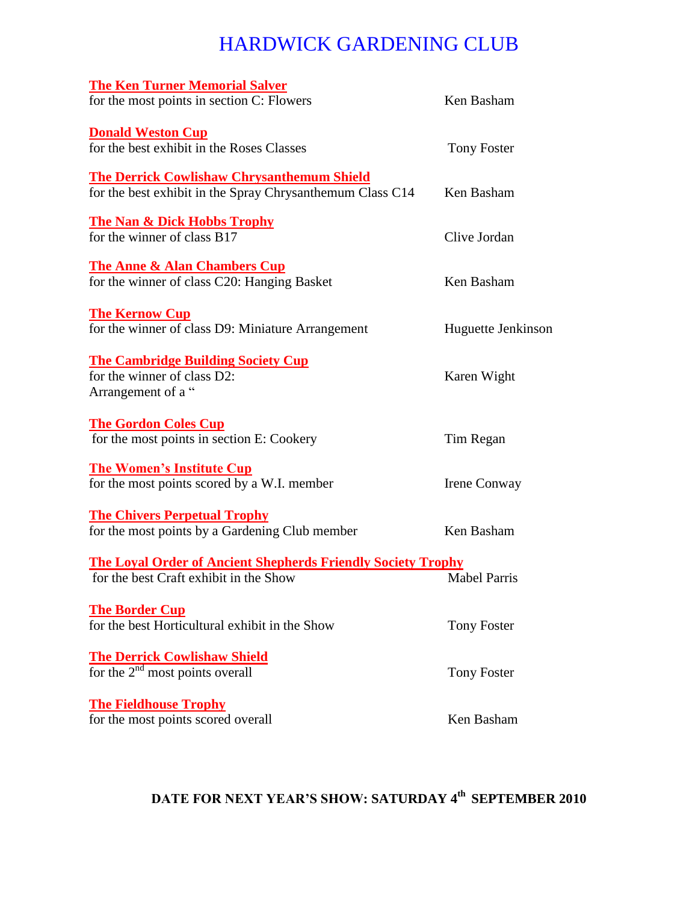# HARDWICK GARDENING CLUB

**The Ken Turner Memorial Salver**
for the most points in section C: Flowers — Ken Basham

**Donald Weston Cup**
for the best exhibit in the Roses Classes — Tony Foster

**The Derrick Cowlishaw Chrysanthemum Shield**
for the best exhibit in the Spray Chrysanthemum Class C14 — Ken Basham

**The Nan & Dick Hobbs Trophy**
for the winner of class B17 — Clive Jordan

**The Anne & Alan Chambers Cup**
for the winner of class C20: Hanging Basket — Ken Basham

**The Kernow Cup**
for the winner of class D9: Miniature Arrangement — Huguette Jenkinson

**The Cambridge Building Society Cup**
for the winner of class D2:
Arrangement of a " — Karen Wight

**The Gordon Coles Cup**
for the most points in section E: Cookery — Tim Regan

**The Women's Institute Cup**
for the most points scored by a W.I. member — Irene Conway

**The Chivers Perpetual Trophy**
for the most points by a Gardening Club member — Ken Basham

**The Loyal Order of Ancient Shepherds Friendly Society Trophy**
for the best Craft exhibit in the Show — Mabel Parris

**The Border Cup**
for the best Horticultural exhibit in the Show — Tony Foster

**The Derrick Cowlishaw Shield**
for the 2nd most points overall — Tony Foster

**The Fieldhouse Trophy**
for the most points scored overall — Ken Basham

**DATE FOR NEXT YEAR'S SHOW: SATURDAY 4th SEPTEMBER 2010**